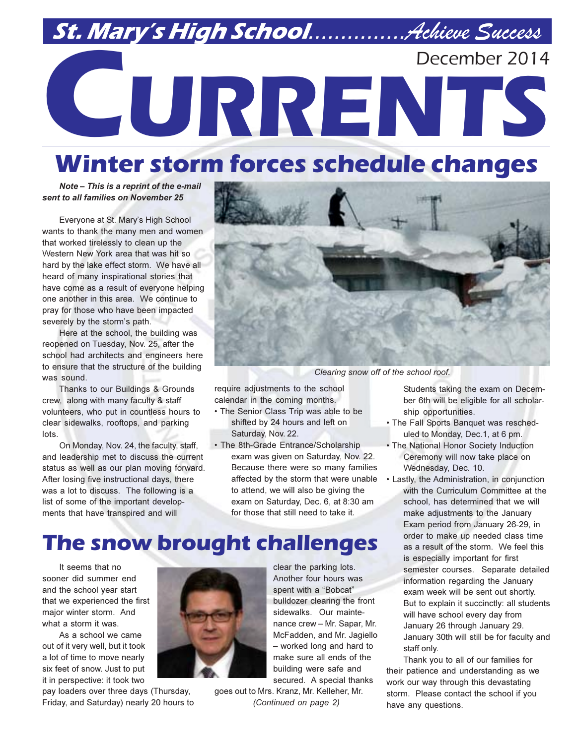# St. Mary's High School.............Achieve Success

December 2014

# CURRENTS

## Winter storm forces schedule changes

***Note – This is a reprint of the e-mail sent to all families on November 25***

Everyone at St. Mary's High School wants to thank the many men and women that worked tirelessly to clean up the Western New York area that was hit so hard by the lake effect storm. We have all heard of many inspirational stories that have come as a result of everyone helping one another in this area. We continue to pray for those who have been impacted severely by the storm's path.

Here at the school, the building was reopened on Tuesday, Nov. 25, after the school had architects and engineers here to ensure that the structure of the building was sound.

Thanks to our Buildings & Grounds crew, along with many faculty & staff volunteers, who put in countless hours to clear sidewalks, rooftops, and parking lots.

On Monday, Nov. 24, the faculty, staff, and leadership met to discuss the current status as well as our plan moving forward. After losing five instructional days, there was a lot to discuss. The following is a list of some of the important developments that have transpired and will require adjustments to the school calendar in the coming months.

*Clearing snow off of the school roof.*

- The Senior Class Trip was able to be shifted by 24 hours and left on Saturday, Nov. 22.
- The 8th-Grade Entrance/Scholarship exam was given on Saturday, Nov. 22. Because there were so many families affected by the storm that were unable to attend, we will also be giving the exam on Saturday, Dec. 6, at 8:30 am for those that still need to take it. Students taking the exam on December 6th will be eligible for all scholarship opportunities.
- The Fall Sports Banquet was rescheduled to Monday, Dec.1, at 6 pm.
- The National Honor Society Induction Ceremony will now take place on Wednesday, Dec. 10.
- Lastly, the Administration, in conjunction with the Curriculum Committee at the school, has determined that we will make adjustments to the January Exam period from January 26-29, in order to make up needed class time as a result of the storm. We feel this is especially important for first semester courses. Separate detailed information regarding the January exam week will be sent out shortly. But to explain it succinctly: all students will have school every day from January 26 through January 29. January 30th will still be for faculty and staff only.

Thank you to all of our families for their patience and understanding as we work our way through this devastating storm. Please contact the school if you have any questions.

## The snow brought challenges

It seems that no sooner did summer end and the school year start that we experienced the first major winter storm. And what a storm it was.

As a school we came out of it very well, but it took a lot of time to move nearly six feet of snow. Just to put it in perspective: it took two pay loaders over three days (Thursday, Friday, and Saturday) nearly 20 hours to clear the parking lots. Another four hours was spent with a "Bobcat" bulldozer clearing the front sidewalks. Our maintenance crew – Mr. Sapar, Mr. McFadden, and Mr. Jagiello – worked long and hard to make sure all ends of the building were safe and secured. A special thanks goes out to Mrs. Kranz, Mr. Kelleher, Mr.

*(Continued on page 2)*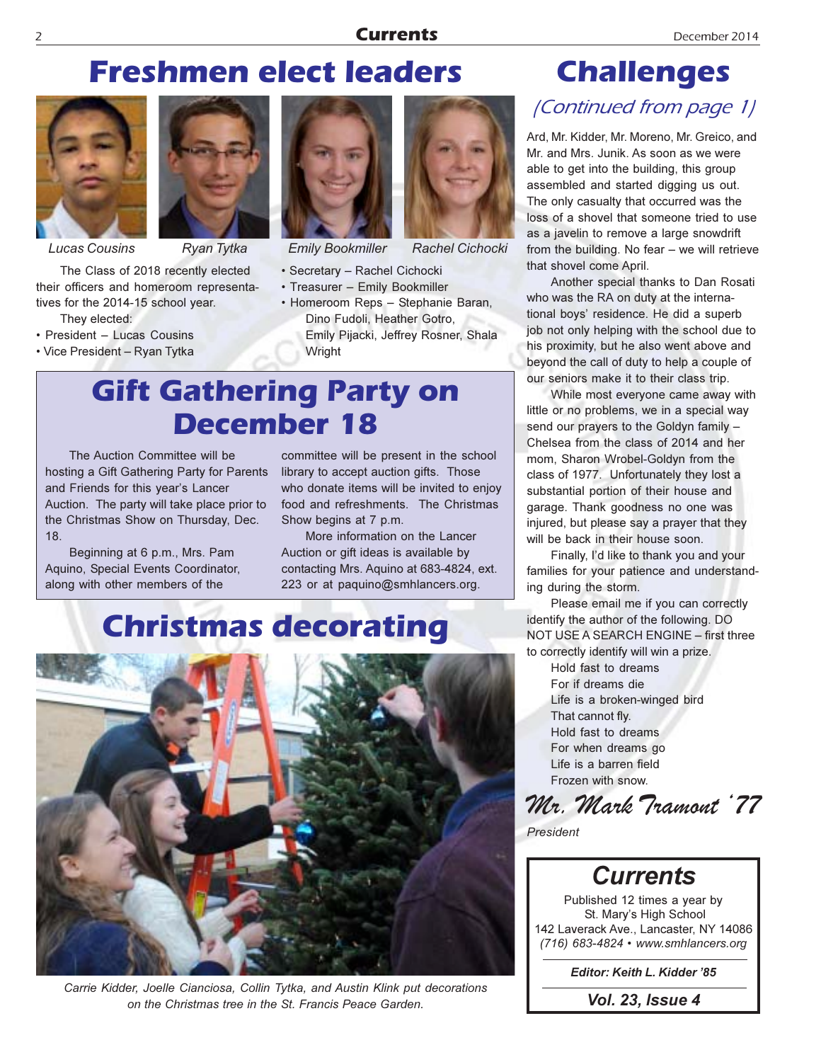# Freshmen elect leaders

Lucas Cousins

Ryan Tytka

Emily Bookmiller

Rachel Cichocki

The Class of 2018 recently elected their officers and homeroom representatives for the 2014-15 school year.

They elected:

- President – Lucas Cousins
- Vice President – Ryan Tytka
- Secretary – Rachel Cichocki
- Treasurer – Emily Bookmiller
- Homeroom Reps – Stephanie Baran, Dino Fudoli, Heather Gotro, Emily Pijacki, Jeffrey Rosner, Shala Wright

# Gift Gathering Party on December 18

The Auction Committee will be hosting a Gift Gathering Party for Parents and Friends for this year's Lancer Auction. The party will take place prior to the Christmas Show on Thursday, Dec. 18.

Beginning at 6 p.m., Mrs. Pam Aquino, Special Events Coordinator, along with other members of the committee will be present in the school library to accept auction gifts. Those who donate items will be invited to enjoy food and refreshments. The Christmas Show begins at 7 p.m.

More information on the Lancer Auction or gift ideas is available by contacting Mrs. Aquino at 683-4824, ext. 223 or at paquino@smhlancers.org.

# Christmas decorating

Carrie Kidder, Joelle Cianciosa, Collin Tytka, and Austin Klink put decorations on the Christmas tree in the St. Francis Peace Garden.

# Challenges

*(Continued from page 1)*

Ard, Mr. Kidder, Mr. Moreno, Mr. Greico, and Mr. and Mrs. Junik. As soon as we were able to get into the building, this group assembled and started digging us out. The only casualty that occurred was the loss of a shovel that someone tried to use as a javelin to remove a large snowdrift from the building. No fear – we will retrieve that shovel come April.

Another special thanks to Dan Rosati who was the RA on duty at the international boys' residence. He did a superb job not only helping with the school due to his proximity, but he also went above and beyond the call of duty to help a couple of our seniors make it to their class trip.

While most everyone came away with little or no problems, we in a special way send our prayers to the Goldyn family – Chelsea from the class of 2014 and her mom, Sharon Wrobel-Goldyn from the class of 1977. Unfortunately they lost a substantial portion of their house and garage. Thank goodness no one was injured, but please say a prayer that they will be back in their house soon.

Finally, I'd like to thank you and your families for your patience and understanding during the storm.

Please email me if you can correctly identify the author of the following. DO NOT USE A SEARCH ENGINE – first three to correctly identify will win a prize.

Hold fast to dreams  
For if dreams die  
Life is a broken-winged bird  
That cannot fly.  
Hold fast to dreams  
For when dreams go  
Life is a barren field  
Frozen with snow.

*Mr. Mark Tramont '77*

*President*

**Currents**

Published 12 times a year by  
St. Mary's High School  
142 Laverack Ave., Lancaster, NY 14086  
*(716) 683-4824 • www.smhlancers.org*

***Editor: Keith L. Kidder '85***

***Vol. 23, Issue 4***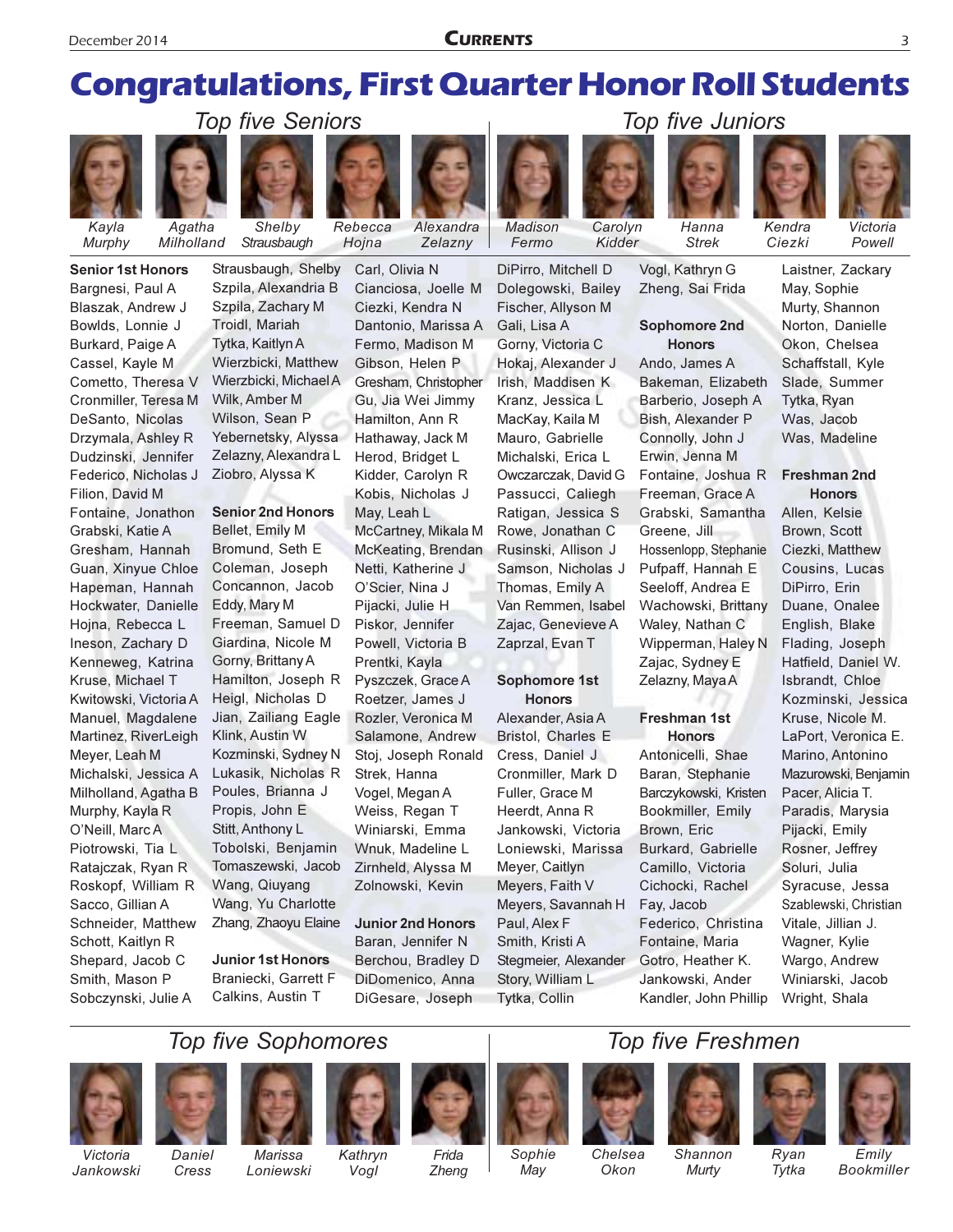# Congratulations, First Quarter Honor Roll Students

## Top five Seniors

*Kayla Murphy* · *Agatha Milholland* · *Shelby Strausbaugh* · *Rebecca Hojna* · *Alexandra Zelazny*

## Top five Juniors

*Madison Fermo* · *Carolyn Kidder* · *Hanna Strek* · *Kendra Ciezki* · *Victoria Powell*

**Senior 1st Honors**

Bargnesi, Paul A
Blaszak, Andrew J
Bowlds, Lonnie J
Burkard, Paige A
Cassel, Kayle M
Cometto, Theresa V
Cronmiller, Teresa M
DeSanto, Nicolas
Drzymala, Ashley R
Dudzinski, Jennifer
Federico, Nicholas J
Filion, David M
Fontaine, Jonathon
Grabski, Katie A
Gresham, Hannah
Guan, Xinyue Chloe
Hapeman, Hannah
Hockwater, Danielle
Hojna, Rebecca L
Ineson, Zachary D
Kenneweg, Katrina
Kruse, Michael T
Kwitowski, Victoria A
Manuel, Magdalene
Martinez, RiverLeigh
Meyer, Leah M
Michalski, Jessica A
Milholland, Agatha B
Murphy, Kayla R
O'Neill, Marc A
Piotrowski, Tia L
Ratajczak, Ryan R
Roskopf, William R
Sacco, Gillian A
Schneider, Matthew
Schott, Kaitlyn R
Shepard, Jacob C
Smith, Mason P
Sobczynski, Julie A
Strausbaugh, Shelby
Szpila, Alexandria B
Szpila, Zachary M
Troidl, Mariah
Tytka, Kaitlyn A
Wierzbicki, Matthew
Wierzbicki, Michael A
Wilk, Amber M
Wilson, Sean P
Yebernetsky, Alyssa
Zelazny, Alexandra L
Ziobro, Alyssa K

**Senior 2nd Honors**

Bellet, Emily M
Bromund, Seth E
Coleman, Joseph
Concannon, Jacob
Eddy, Mary M
Freeman, Samuel D
Giardina, Nicole M
Gorny, Brittany A
Hamilton, Joseph R
Heigl, Nicholas D
Jian, Zailiang Eagle
Klink, Austin W
Kozminski, Sydney N
Lukasik, Nicholas R
Poules, Brianna J
Propis, John E
Stitt, Anthony L
Tobolski, Benjamin
Tomaszewski, Jacob
Wang, Qiuyang
Wang, Yu Charlotte
Zhang, Zhaoyu Elaine

**Junior 1st Honors**

Braniecki, Garrett F
Calkins, Austin T
Carl, Olivia N
Cianciosa, Joelle M
Ciezki, Kendra N
Dantonio, Marissa A
Fermo, Madison M
Gibson, Helen P
Gresham, Christopher
Gu, Jia Wei Jimmy
Hamilton, Ann R
Hathaway, Jack M
Herod, Bridget L
Kidder, Carolyn R
Kobis, Nicholas J
May, Leah L
McCartney, Mikala M
McKeating, Brendan
Netti, Katherine J
O'Scier, Nina J
Pijacki, Julie H
Piskor, Jennifer
Powell, Victoria B
Prentki, Kayla
Pyszczek, Grace A
Roetzer, James J
Rozler, Veronica M
Salamone, Andrew
Stoj, Joseph Ronald
Strek, Hanna
Vogel, Megan A
Weiss, Regan T
Winiarski, Emma
Wnuk, Madeline L
Zirnheld, Alyssa M
Zolnowski, Kevin

**Junior 2nd Honors**

Baran, Jennifer N
Berchou, Bradley D
DiDomenico, Anna
DiGesare, Joseph
DiPirro, Mitchell D
Dolegowski, Bailey
Fischer, Allyson M
Gali, Lisa A
Gorny, Victoria C
Hokaj, Alexander J
Irish, Maddisen K
Kranz, Jessica L
MacKay, Kaila M
Mauro, Gabrielle
Michalski, Erica L
Owczarczak, David G
Passucci, Caliegh
Ratigan, Jessica S
Rowe, Jonathan C
Rusinski, Allison J
Samson, Nicholas J
Thomas, Emily A
Van Remmen, Isabel
Zajac, Genevieve A
Zaprzal, Evan T

**Sophomore 1st Honors**

Alexander, Asia A
Bristol, Charles E
Cress, Daniel J
Cronmiller, Mark D
Fuller, Grace M
Heerdt, Anna R
Jankowski, Victoria
Loniewski, Marissa
Meyer, Caitlyn
Meyers, Faith V
Meyers, Savannah H
Paul, Alex F
Smith, Kristi A
Stegmeier, Alexander
Story, William L
Tytka, Collin
Vogl, Kathryn G
Zheng, Sai Frida

**Sophomore 2nd Honors**

Ando, James A
Bakeman, Elizabeth
Barberio, Joseph A
Bish, Alexander P
Connolly, John J
Erwin, Jenna M
Fontaine, Joshua R
Freeman, Grace A
Grabski, Samantha
Greene, Jill
Hossenlopp, Stephanie
Pufpaff, Hannah E
Seeloff, Andrea E
Wachowski, Brittany
Waley, Nathan C
Wipperman, Haley N
Zajac, Sydney E
Zelazny, Maya A

**Freshman 1st Honors**

Antonicelli, Shae
Baran, Stephanie
Barczykowski, Kristen
Bookmiller, Emily
Brown, Eric
Burkard, Gabrielle
Camillo, Victoria
Cichocki, Rachel
Fay, Jacob
Federico, Christina
Fontaine, Maria
Gotro, Heather K.
Jankowski, Ander
Kandler, John Phillip
Laistner, Zackary
May, Sophie
Murty, Shannon
Norton, Danielle
Okon, Chelsea
Schaffstall, Kyle
Slade, Summer
Tytka, Ryan
Was, Jacob
Was, Madeline

**Freshman 2nd Honors**

Allen, Kelsie
Brown, Scott
Ciezki, Matthew
Cousins, Lucas
DiPirro, Erin
Duane, Onalee
English, Blake
Flading, Joseph
Hatfield, Daniel W.
Isbrandt, Chloe
Kozminski, Jessica
Kruse, Nicole M.
LaPort, Veronica E.
Marino, Antonino
Mazurowski, Benjamin
Pacer, Alicia T.
Paradis, Marysia
Pijacki, Emily
Rosner, Jeffrey
Soluri, Julia
Syracuse, Jessa
Szablewski, Christian
Vitale, Jillian J.
Wagner, Kylie
Wargo, Andrew
Winiarski, Jacob
Wright, Shala

## Top five Sophomores

*Victoria Jankowski* · *Daniel Cress* · *Marissa Loniewski* · *Kathryn Vogl* · *Frida Zheng*

## Top five Freshmen

*Sophie May* · *Chelsea Okon* · *Shannon Murty* · *Ryan Tytka* · *Emily Bookmiller*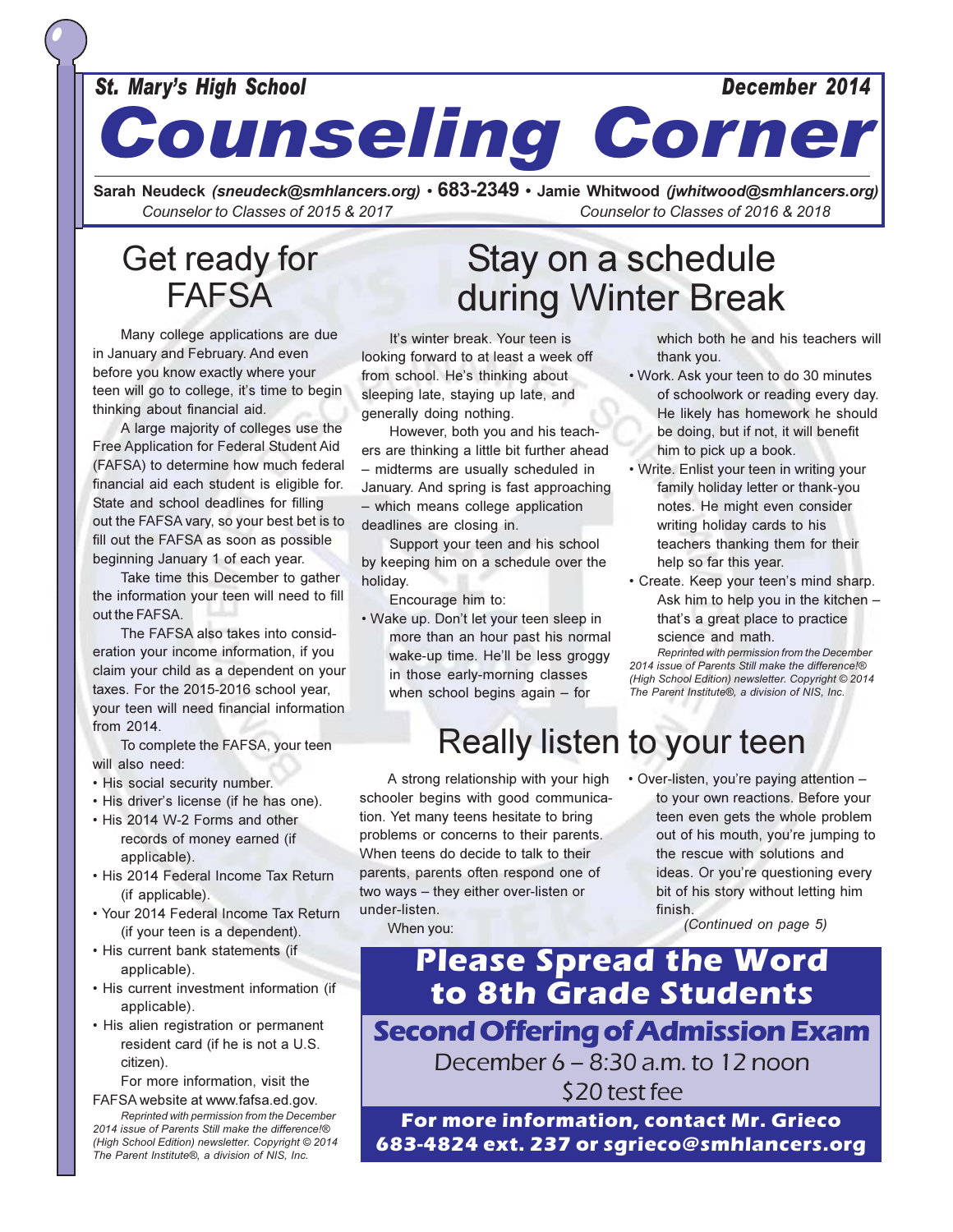**St. Mary's High School** **December 2014**

# Counseling Corner

**Sarah Neudeck** *(sneudeck@smhlancers.org)* • **683-2349** • **Jamie Whitwood** *(jwhitwood@smhlancers.org)*

*Counselor to Classes of 2015 & 2017* *Counselor to Classes of 2016 & 2018*

## Get ready for FAFSA

Many college applications are due in January and February. And even before you know exactly where your teen will go to college, it's time to begin thinking about financial aid.

A large majority of colleges use the Free Application for Federal Student Aid (FAFSA) to determine how much federal financial aid each student is eligible for. State and school deadlines for filling out the FAFSA vary, so your best bet is to fill out the FAFSA as soon as possible beginning January 1 of each year.

Take time this December to gather the information your teen will need to fill out the FAFSA.

The FAFSA also takes into consideration your income information, if you claim your child as a dependent on your taxes. For the 2015-2016 school year, your teen will need financial information from 2014.

To complete the FAFSA, your teen will also need:

- His social security number.
- His driver's license (if he has one).
- His 2014 W-2 Forms and other records of money earned (if applicable).
- His 2014 Federal Income Tax Return (if applicable).
- Your 2014 Federal Income Tax Return (if your teen is a dependent).
- His current bank statements (if applicable).
- His current investment information (if applicable).
- His alien registration or permanent resident card (if he is not a U.S. citizen).

For more information, visit the FAFSA website at www.fafsa.ed.gov.

*Reprinted with permission from the December 2014 issue of Parents Still make the difference!® (High School Edition) newsletter. Copyright © 2014 The Parent Institute®, a division of NIS, Inc.*

## Stay on a schedule during Winter Break

It's winter break. Your teen is looking forward to at least a week off from school. He's thinking about sleeping late, staying up late, and generally doing nothing.

However, both you and his teachers are thinking a little bit further ahead – midterms are usually scheduled in January. And spring is fast approaching – which means college application deadlines are closing in.

Support your teen and his school by keeping him on a schedule over the holiday.

Encourage him to:

- Wake up. Don't let your teen sleep in more than an hour past his normal wake-up time. He'll be less groggy in those early-morning classes when school begins again – for which both he and his teachers will thank you.
- Work. Ask your teen to do 30 minutes of schoolwork or reading every day. He likely has homework he should be doing, but if not, it will benefit him to pick up a book.
- Write. Enlist your teen in writing your family holiday letter or thank-you notes. He might even consider writing holiday cards to his teachers thanking them for their help so far this year.
- Create. Keep your teen's mind sharp. Ask him to help you in the kitchen – that's a great place to practice science and math.

*Reprinted with permission from the December 2014 issue of Parents Still make the difference!® (High School Edition) newsletter. Copyright © 2014 The Parent Institute®, a division of NIS, Inc.*

## Really listen to your teen

A strong relationship with your high schooler begins with good communication. Yet many teens hesitate to bring problems or concerns to their parents. When teens do decide to talk to their parents, parents often respond one of two ways – they either over-listen or under-listen.

When you:

- Over-listen, you're paying attention – to your own reactions. Before your teen even gets the whole problem out of his mouth, you're jumping to the rescue with solutions and ideas. Or you're questioning every bit of his story without letting him finish.

*(Continued on page 5)*

## Please Spread the Word to 8th Grade Students

### Second Offering of Admission Exam

December 6 – 8:30 a.m. to 12 noon

$20 test fee

**For more information, contact Mr. Grieco 683-4824 ext. 237 or sgrieco@smhlancers.org**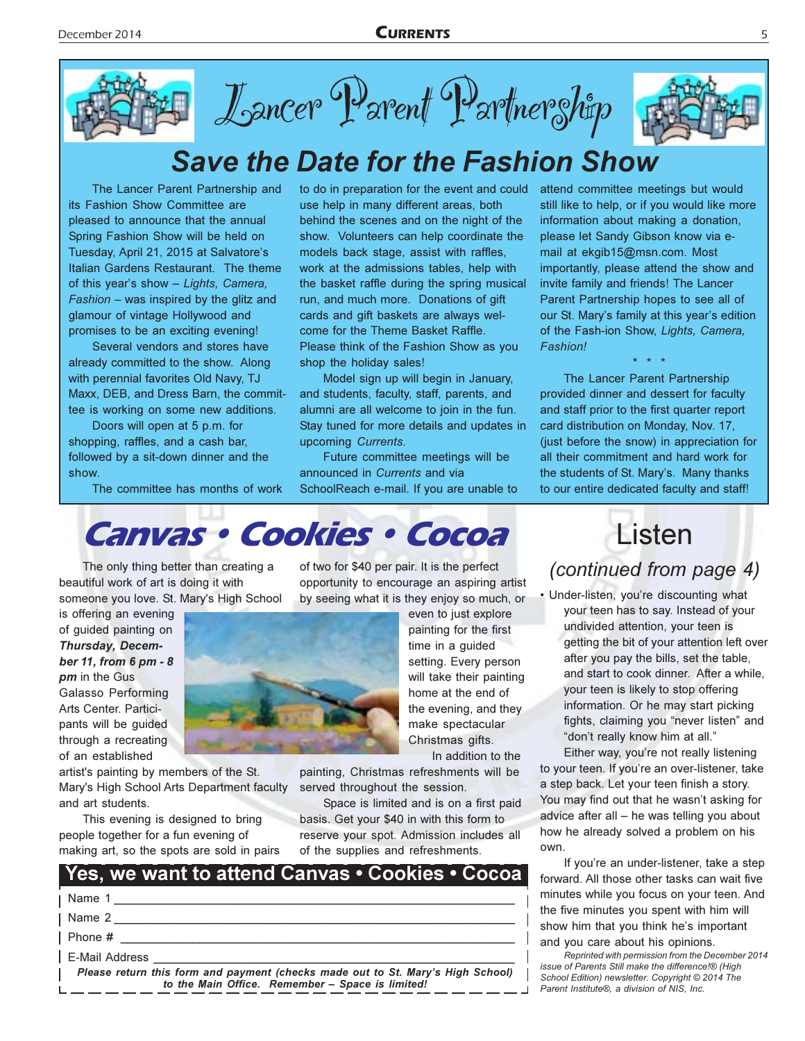# Lancer Parent Partnership

## Save the Date for the Fashion Show

The Lancer Parent Partnership and its Fashion Show Committee are pleased to announce that the annual Spring Fashion Show will be held on Tuesday, April 21, 2015 at Salvatore's Italian Gardens Restaurant. The theme of this year's show – *Lights, Camera, Fashion* – was inspired by the glitz and glamour of vintage Hollywood and promises to be an exciting evening!

Several vendors and stores have already committed to the show. Along with perennial favorites Old Navy, TJ Maxx, DEB, and Dress Barn, the committee is working on some new additions.

Doors will open at 5 p.m. for shopping, raffles, and a cash bar, followed by a sit-down dinner and the show.

The committee has months of work to do in preparation for the event and could use help in many different areas, both behind the scenes and on the night of the show. Volunteers can help coordinate the models back stage, assist with raffles, work at the admissions tables, help with the basket raffle during the spring musical run, and much more. Donations of gift cards and gift baskets are always welcome for the Theme Basket Raffle. Please think of the Fashion Show as you shop the holiday sales!

Model sign up will begin in January, and students, faculty, staff, parents, and alumni are all welcome to join in the fun. Stay tuned for more details and updates in upcoming *Currents*.

Future committee meetings will be announced in *Currents* and via SchoolReach e-mail. If you are unable to attend committee meetings but would still like to help, or if you would like more information about making a donation, please let Sandy Gibson know via e-mail at ekgib15@msn.com. Most importantly, please attend the show and invite family and friends! The Lancer Parent Partnership hopes to see all of our St. Mary's family at this year's edition of the Fash-ion Show, *Lights, Camera, Fashion!*

\* \* \*

The Lancer Parent Partnership provided dinner and dessert for faculty and staff prior to the first quarter report card distribution on Monday, Nov. 17, (just before the snow) in appreciation for all their commitment and hard work for the students of St. Mary's. Many thanks to our entire dedicated faculty and staff!

## Canvas • Cookies • Cocoa

The only thing better than creating a beautiful work of art is doing it with someone you love. St. Mary's High School is offering an evening of guided painting on ***Thursday, December 11, from 6 pm - 8 pm*** in the Gus Galasso Performing Arts Center. Participants will be guided through a recreating of an established artist's painting by members of the St. Mary's High School Arts Department faculty and art students.

This evening is designed to bring people together for a fun evening of making art, so the spots are sold in pairs of two for $40 per pair. It is the perfect opportunity to encourage an aspiring artist by seeing what it is they enjoy so much, or even to just explore painting for the first time in a guided setting. Every person will take their painting home at the end of the evening, and they make spectacular Christmas gifts.

In addition to the painting, Christmas refreshments will be served throughout the session.

Space is limited and is on a first paid basis. Get your $40 in with this form to reserve your spot. Admission includes all of the supplies and refreshments.

### Yes, we want to attend Canvas • Cookies • Cocoa

Name 1 ______________________________

Name 2 ______________________________

Phone # ______________________________

E-Mail Address ______________________________

***Please return this form and payment (checks made out to St. Mary's High School) to the Main Office. Remember – Space is limited!***

## Listen

### *(continued from page 4)*

- Under-listen, you're discounting what your teen has to say. Instead of your undivided attention, your teen is getting the bit of your attention left over after you pay the bills, set the table, and start to cook dinner. After a while, your teen is likely to stop offering information. Or he may start picking fights, claiming you "never listen" and "don't really know him at all."

Either way, you're not really listening to your teen. If you're an over-listener, take a step back. Let your teen finish a story. You may find out that he wasn't asking for advice after all – he was telling you about how he already solved a problem on his own.

If you're an under-listener, take a step forward. All those other tasks can wait five minutes while you focus on your teen. And the five minutes you spent with him will show him that you think he's important and you care about his opinions.

*Reprinted with permission from the December 2014 issue of Parents Still make the difference!® (High School Edition) newsletter. Copyright © 2014 The Parent Institute®, a division of NIS, Inc.*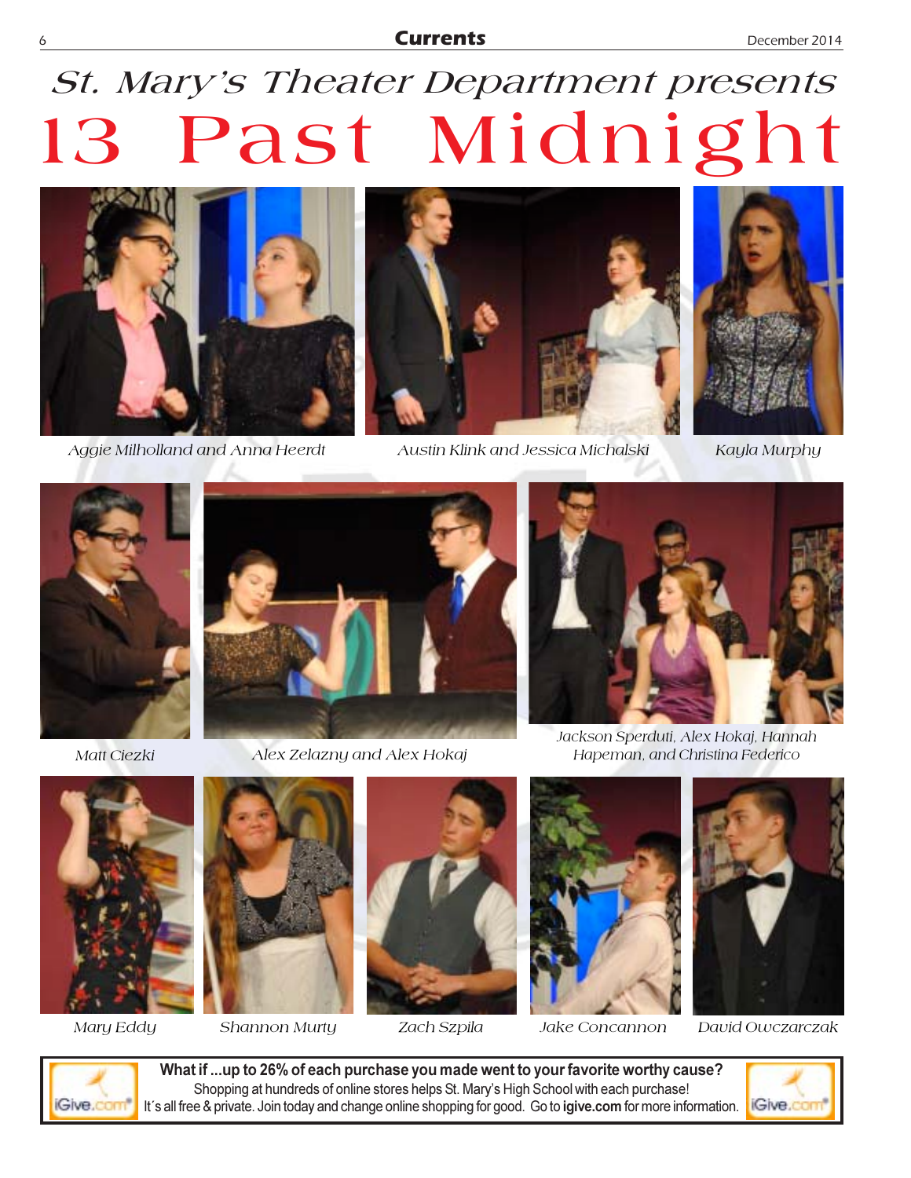# St. Mary's Theater Department presents

# 13 Past Midnight

Aggie Milholland and Anna Heerdt

Austin Klink and Jessica Michalski

Kayla Murphy

Matt Ciezki

Alex Zelazny and Alex Hokaj

Jackson Sperduti, Alex Hokaj, Hannah Hapeman, and Christina Federico

Mary Eddy

Shannon Murty

Zach Szpila

Jake Concannon

David Owczarczak

**What if ...up to 26% of each purchase you made went to your favorite worthy cause?**
Shopping at hundreds of online stores helps St. Mary's High School with each purchase!
It's all free & private. Join today and change online shopping for good. Go to **igive.com** for more information.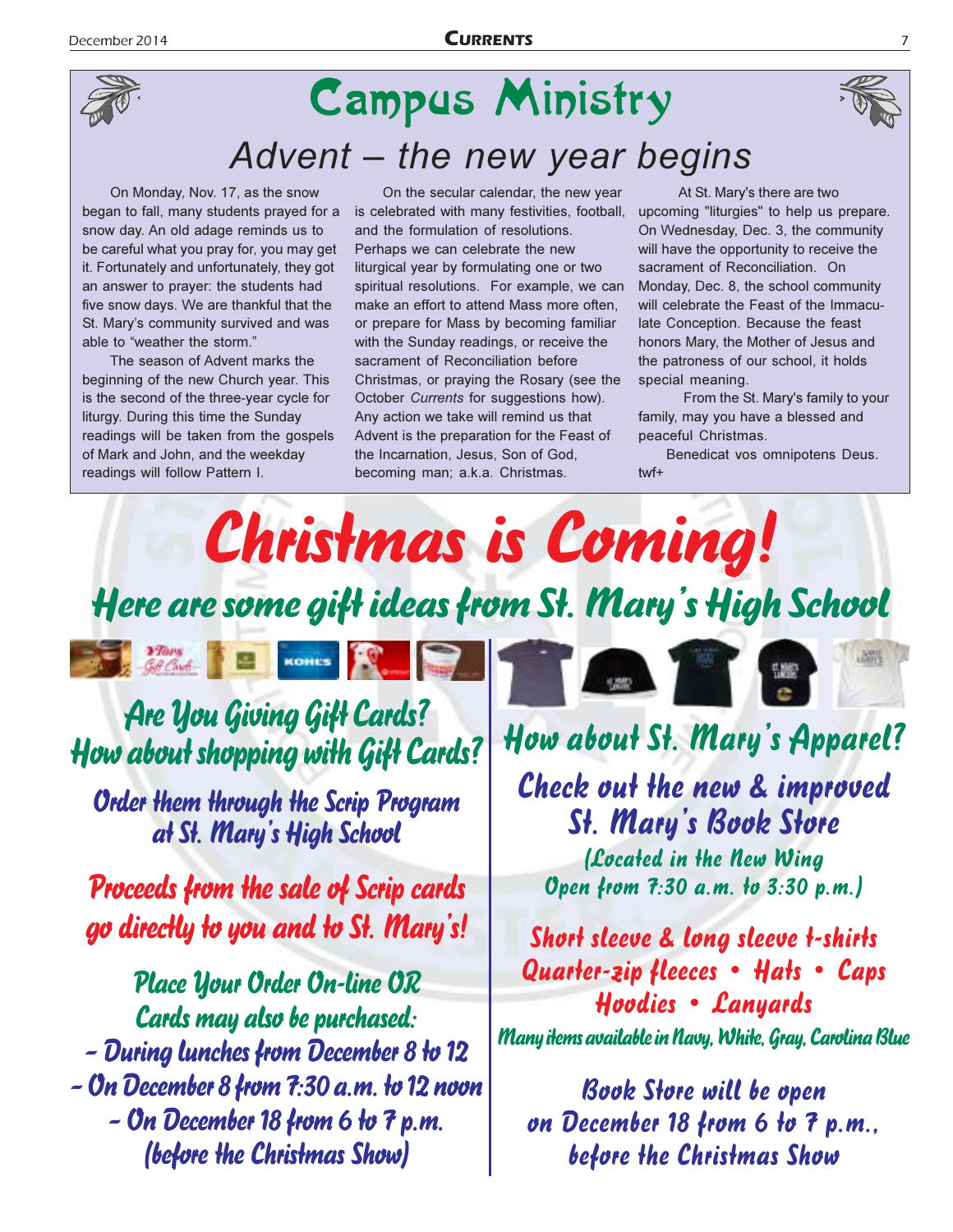# Campus Ministry

## Advent – the new year begins

On Monday, Nov. 17, as the snow began to fall, many students prayed for a snow day. An old adage reminds us to be careful what you pray for, you may get it. Fortunately and unfortunately, they got an answer to prayer: the students had five snow days. We are thankful that the St. Mary's community survived and was able to "weather the storm."

The season of Advent marks the beginning of the new Church year. This is the second of the three-year cycle for liturgy. During this time the Sunday readings will be taken from the gospels of Mark and John, and the weekday readings will follow Pattern I.

On the secular calendar, the new year is celebrated with many festivities, football, and the formulation of resolutions. Perhaps we can celebrate the new liturgical year by formulating one or two spiritual resolutions. For example, we can make an effort to attend Mass more often, or prepare for Mass by becoming familiar with the Sunday readings, or receive the sacrament of Reconciliation before Christmas, or praying the Rosary (see the October *Currents* for suggestions how). Any action we take will remind us that Advent is the preparation for the Feast of the Incarnation, Jesus, Son of God, becoming man; a.k.a. Christmas.

At St. Mary's there are two upcoming "liturgies" to help us prepare. On Wednesday, Dec. 3, the community will have the opportunity to receive the sacrament of Reconciliation. On Monday, Dec. 8, the school community will celebrate the Feast of the Immaculate Conception. Because the feast honors Mary, the Mother of Jesus and the patroness of our school, it holds special meaning.

From the St. Mary's family to your family, may you have a blessed and peaceful Christmas.

Benedicat vos omnipotens Deus.

twf+

# Christmas is Coming!

## Here are some gift ideas from St. Mary's High School

### Are You Giving Gift Cards? How about shopping with Gift Cards?

**Order them through the Scrip Program at St. Mary's High School**

**Proceeds from the sale of Scrip cards go directly to you and to St. Mary's!**

**Place Your Order On-line OR Cards may also be purchased:**

- During lunches from December 8 to 12
- On December 8 from 7:30 a.m. to 12 noon
- On December 18 from 6 to 7 p.m. (before the Christmas Show)

### How about St. Mary's Apparel?

**Check out the new & improved St. Mary's Book Store**

(Located in the New Wing Open from 7:30 a.m. to 3:30 p.m.)

**Short sleeve & long sleeve t-shirts**
**Quarter-zip fleeces • Hats • Caps**
**Hoodies • Lanyards**

Many items available in Navy, White, Gray, Carolina Blue

**Book Store will be open on December 18 from 6 to 7 p.m., before the Christmas Show**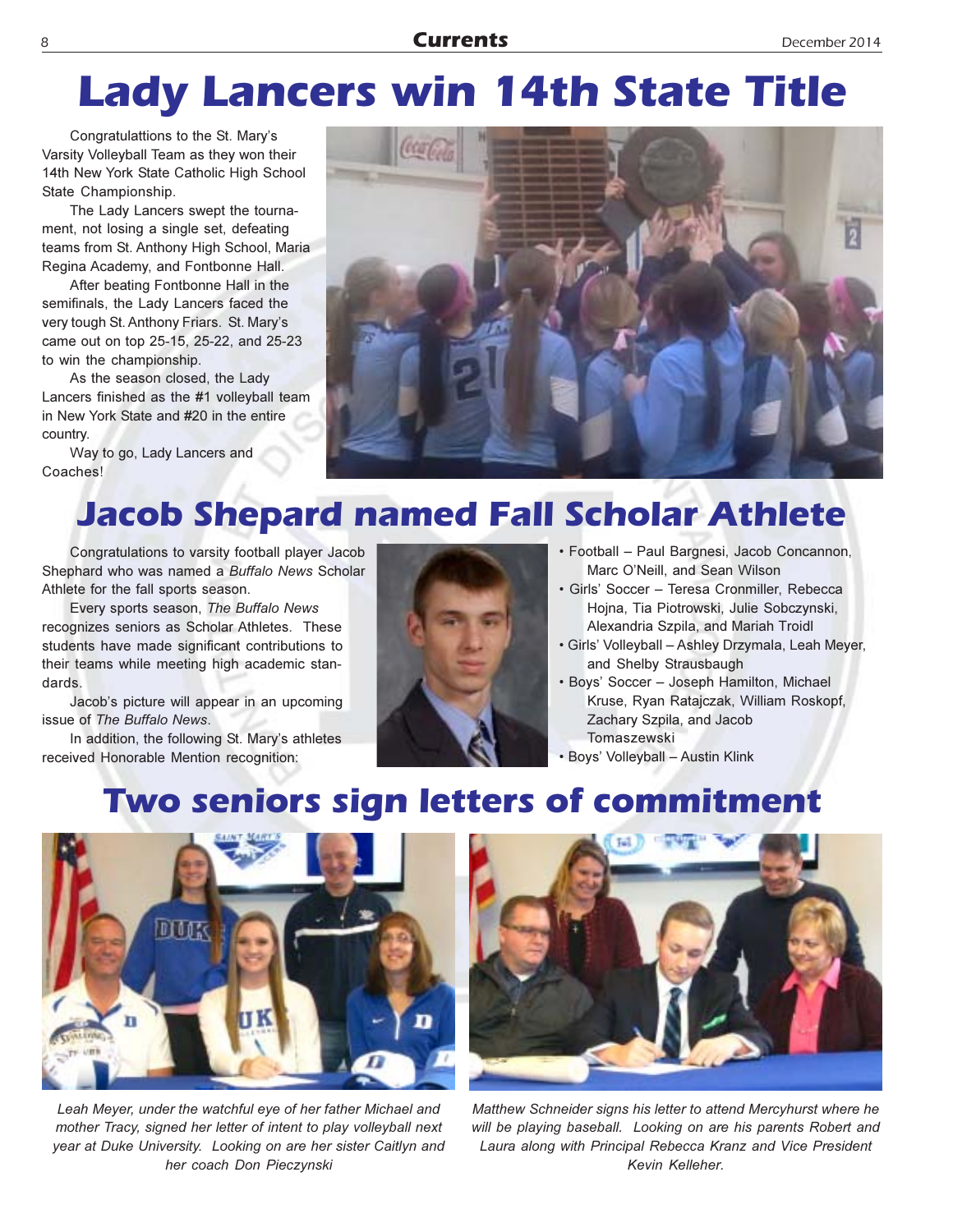# Lady Lancers win 14th State Title

Congratulattions to the St. Mary's Varsity Volleyball Team as they won their 14th New York State Catholic High School State Championship.

The Lady Lancers swept the tournament, not losing a single set, defeating teams from St. Anthony High School, Maria Regina Academy, and Fontbonne Hall.

After beating Fontbonne Hall in the semifinals, the Lady Lancers faced the very tough St. Anthony Friars. St. Mary's came out on top 25-15, 25-22, and 25-23 to win the championship.

As the season closed, the Lady Lancers finished as the #1 volleyball team in New York State and #20 in the entire country.

Way to go, Lady Lancers and Coaches!

# Jacob Shepard named Fall Scholar Athlete

Congratulations to varsity football player Jacob Shephard who was named a *Buffalo News* Scholar Athlete for the fall sports season.

Every sports season, *The Buffalo News* recognizes seniors as Scholar Athletes. These students have made significant contributions to their teams while meeting high academic standards.

Jacob's picture will appear in an upcoming issue of *The Buffalo News*.

In addition, the following St. Mary's athletes received Honorable Mention recognition:

- Football – Paul Bargnesi, Jacob Concannon, Marc O'Neill, and Sean Wilson
- Girls' Soccer – Teresa Cronmiller, Rebecca Hojna, Tia Piotrowski, Julie Sobczynski, Alexandria Szpila, and Mariah Troidl
- Girls' Volleyball – Ashley Drzymala, Leah Meyer, and Shelby Strausbaugh
- Boys' Soccer – Joseph Hamilton, Michael Kruse, Ryan Ratajczak, William Roskopf, Zachary Szpila, and Jacob Tomaszewski
- Boys' Volleyball – Austin Klink

# Two seniors sign letters of commitment

*Leah Meyer, under the watchful eye of her father Michael and mother Tracy, signed her letter of intent to play volleyball next year at Duke University. Looking on are her sister Caitlyn and her coach Don Pieczynski*

*Matthew Schneider signs his letter to attend Mercyhurst where he will be playing baseball. Looking on are his parents Robert and Laura along with Principal Rebecca Kranz and Vice President Kevin Kelleher.*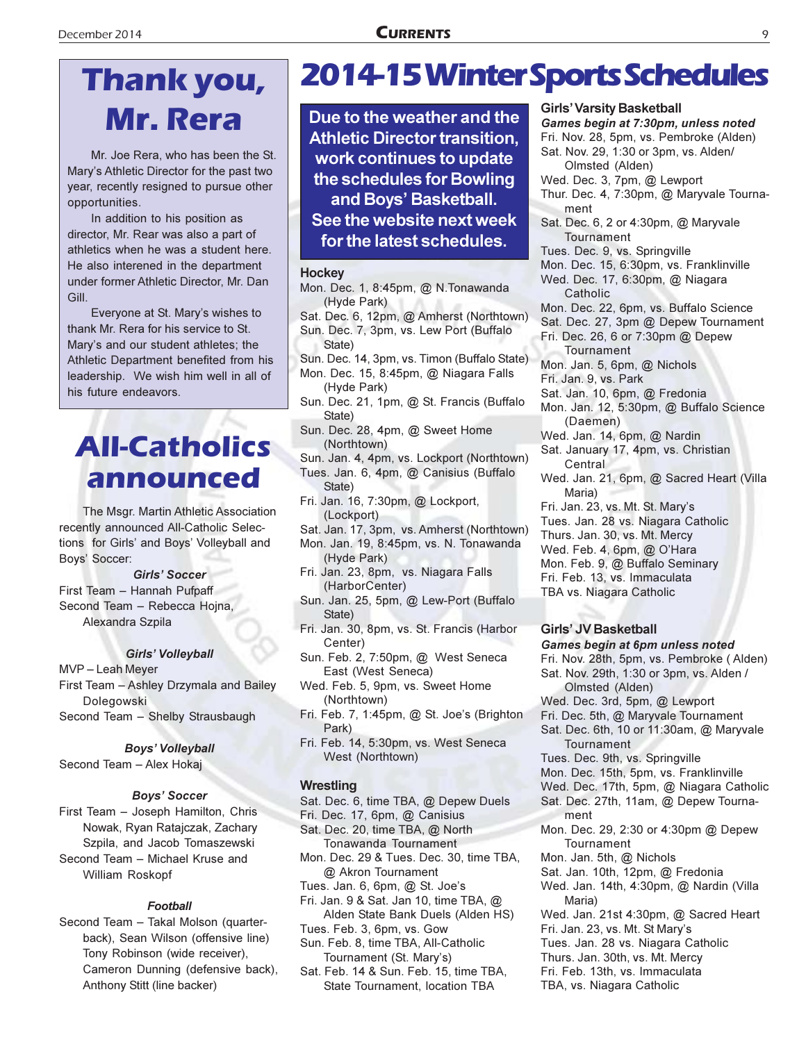# Thank you, Mr. Rera

Mr. Joe Rera, who has been the St. Mary's Athletic Director for the past two year, recently resigned to pursue other opportunities.

In addition to his position as director, Mr. Rear was also a part of athletics when he was a student here. He also interened in the department under former Athletic Director, Mr. Dan Gill.

Everyone at St. Mary's wishes to thank Mr. Rera for his service to St. Mary's and our student athletes; the Athletic Department benefited from his leadership. We wish him well in all of his future endeavors.

# All-Catholics announced

The Msgr. Martin Athletic Association recently announced All-Catholic Selections for Girls' and Boys' Volleyball and Boys' Soccer:

***Girls' Soccer***

First Team – Hannah Pufpaff
Second Team – Rebecca Hojna, Alexandra Szpila

***Girls' Volleyball***

MVP – Leah Meyer
First Team – Ashley Drzymala and Bailey Dolegowski
Second Team – Shelby Strausbaugh

***Boys' Volleyball***

Second Team – Alex Hokaj

***Boys' Soccer***

First Team – Joseph Hamilton, Chris Nowak, Ryan Ratajczak, Zachary Szpila, and Jacob Tomaszewski
Second Team – Michael Kruse and William Roskopf

***Football***

Second Team – Takal Molson (quarterback), Sean Wilson (offensive line) Tony Robinson (wide receiver), Cameron Dunning (defensive back), Anthony Stitt (line backer)

# 2014-15 Winter Sports Schedules

**Due to the weather and the Athletic Director transition, work continues to update the schedules for Bowling and Boys' Basketball. See the website next week for the latest schedules.**

## Hockey

Mon. Dec. 1, 8:45pm, @ N.Tonawanda (Hyde Park)
Sat. Dec. 6, 12pm, @ Amherst (Northtown)
Sun. Dec. 7, 3pm, vs. Lew Port (Buffalo State)
Sun. Dec. 14, 3pm, vs. Timon (Buffalo State)
Mon. Dec. 15, 8:45pm, @ Niagara Falls (Hyde Park)
Sun. Dec. 21, 1pm, @ St. Francis (Buffalo State)
Sun. Dec. 28, 4pm, @ Sweet Home (Northtown)
Sun. Jan. 4, 4pm, vs. Lockport (Northtown)
Tues. Jan. 6, 4pm, @ Canisius (Buffalo State)
Fri. Jan. 16, 7:30pm, @ Lockport, (Lockport)
Sat. Jan. 17, 3pm, vs. Amherst (Northtown)
Mon. Jan. 19, 8:45pm, vs. N. Tonawanda (Hyde Park)
Fri. Jan. 23, 8pm, vs. Niagara Falls (HarborCenter)
Sun. Jan. 25, 5pm, @ Lew-Port (Buffalo State)
Fri. Jan. 30, 8pm, vs. St. Francis (Harbor Center)
Sun. Feb. 2, 7:50pm, @ West Seneca East (West Seneca)
Wed. Feb. 5, 9pm, vs. Sweet Home (Northtown)
Fri. Feb. 7, 1:45pm, @ St. Joe's (Brighton Park)
Fri. Feb. 14, 5:30pm, vs. West Seneca West (Northtown)

## Wrestling

Sat. Dec. 6, time TBA, @ Depew Duels
Fri. Dec. 17, 6pm, @ Canisius
Sat. Dec. 20, time TBA, @ North Tonawanda Tournament
Mon. Dec. 29 & Tues. Dec. 30, time TBA, @ Akron Tournament
Tues. Jan. 6, 6pm, @ St. Joe's
Fri. Jan. 9 & Sat. Jan 10, time TBA, @ Alden State Bank Duels (Alden HS)
Tues. Feb. 3, 6pm, vs. Gow
Sun. Feb. 8, time TBA, All-Catholic Tournament (St. Mary's)
Sat. Feb. 14 & Sun. Feb. 15, time TBA, State Tournament, location TBA

## Girls' Varsity Basketball

***Games begin at 7:30pm, unless noted***

Fri. Nov. 28, 5pm, vs. Pembroke (Alden)
Sat. Nov. 29, 1:30 or 3pm, vs. Alden/ Olmsted (Alden)
Wed. Dec. 3, 7pm, @ Lewport
Thur. Dec. 4, 7:30pm, @ Maryvale Tournament
Sat. Dec. 6, 2 or 4:30pm, @ Maryvale Tournament
Tues. Dec. 9, vs. Springville
Mon. Dec. 15, 6:30pm, vs. Franklinville
Wed. Dec. 17, 6:30pm, @ Niagara Catholic
Mon. Dec. 22, 6pm, vs. Buffalo Science
Sat. Dec. 27, 3pm @ Depew Tournament
Fri. Dec. 26, 6 or 7:30pm @ Depew Tournament
Mon. Jan. 5, 6pm, @ Nichols
Fri. Jan. 9, vs. Park
Sat. Jan. 10, 6pm, @ Fredonia
Mon. Jan. 12, 5:30pm, @ Buffalo Science (Daemen)
Wed. Jan. 14, 6pm, @ Nardin
Sat. January 17, 4pm, vs. Christian Central
Wed. Jan. 21, 6pm, @ Sacred Heart (Villa Maria)
Fri. Jan. 23, vs. Mt. St. Mary's
Tues. Jan. 28 vs. Niagara Catholic
Thurs. Jan. 30, vs. Mt. Mercy
Wed. Feb. 4, 6pm, @ O'Hara
Mon. Feb. 9, @ Buffalo Seminary
Fri. Feb. 13, vs. Immaculata
TBA vs. Niagara Catholic

## Girls' JV Basketball

***Games begin at 6pm unless noted***

Fri. Nov. 28th, 5pm, vs. Pembroke ( Alden)
Sat. Nov. 29th, 1:30 or 3pm, vs. Alden / Olmsted (Alden)
Wed. Dec. 3rd, 5pm, @ Lewport
Fri. Dec. 5th, @ Maryvale Tournament
Sat. Dec. 6th, 10 or 11:30am, @ Maryvale Tournament
Tues. Dec. 9th, vs. Springville
Mon. Dec. 15th, 5pm, vs. Franklinville
Wed. Dec. 17th, 5pm, @ Niagara Catholic
Sat. Dec. 27th, 11am, @ Depew Tournament
Mon. Dec. 29, 2:30 or 4:30pm @ Depew Tournament
Mon. Jan. 5th, @ Nichols
Sat. Jan. 10th, 12pm, @ Fredonia
Wed. Jan. 14th, 4:30pm, @ Nardin (Villa Maria)
Wed. Jan. 21st 4:30pm, @ Sacred Heart
Fri. Jan. 23, vs. Mt. St Mary's
Tues. Jan. 28 vs. Niagara Catholic
Thurs. Jan. 30th, vs. Mt. Mercy
Fri. Feb. 13th, vs. Immaculata
TBA, vs. Niagara Catholic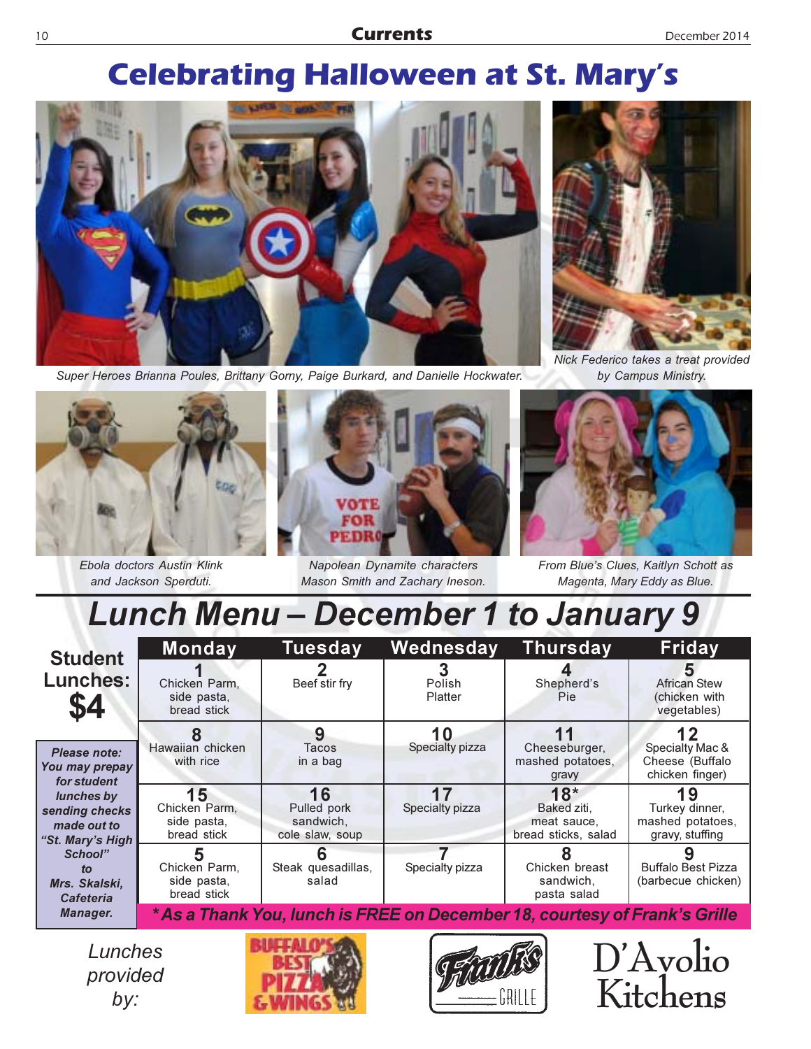# Celebrating Halloween at St. Mary's

*Super Heroes Brianna Poules, Brittany Gorny, Paige Burkard, and Danielle Hockwater.*

*Nick Federico takes a treat provided by Campus Ministry.*

*Ebola doctors Austin Klink and Jackson Sperduti.*

*Napolean Dynamite characters Mason Smith and Zachary Ineson.*

*From Blue's Clues, Kaitlyn Schott as Magenta, Mary Eddy as Blue.*

# Lunch Menu – December 1 to January 9

**Student Lunches: $4**

***Please note:** You may prepay for student lunches by sending checks made out to "St. Mary's High School" to Mrs. Skalski, Cafeteria Manager.*

| Monday | Tuesday | Wednesday | Thursday | Friday |
|---|---|---|---|---|
| **1** Chicken Parm, side pasta, bread stick | **2** Beef stir fry | **3** Polish Platter | **4** Shepherd's Pie | **5** African Stew (chicken with vegetables) |
| **8** Hawaiian chicken with rice | **9** Tacos in a bag | **10** Specialty pizza | **11** Cheeseburger, mashed potatoes, gravy | **12** Specialty Mac & Cheese (Buffalo chicken finger) |
| **15** Chicken Parm, side pasta, bread stick | **16** Pulled pork sandwich, cole slaw, soup | **17** Specialty pizza | **18\*** Baked ziti, meat sauce, bread sticks, salad | **19** Turkey dinner, mashed potatoes, gravy, stuffing |
| **5** Chicken Parm, side pasta, bread stick | **6** Steak quesadillas, salad | **7** Specialty pizza | **8** Chicken breast sandwich, pasta salad | **9** Buffalo Best Pizza (barbecue chicken) |

***\* As a Thank You, lunch is FREE on December 18, courtesy of Frank's Grille***

*Lunches provided by:* Buffalo's Best Pizza & Wings, Frank's Grille, D'Avolio Kitchens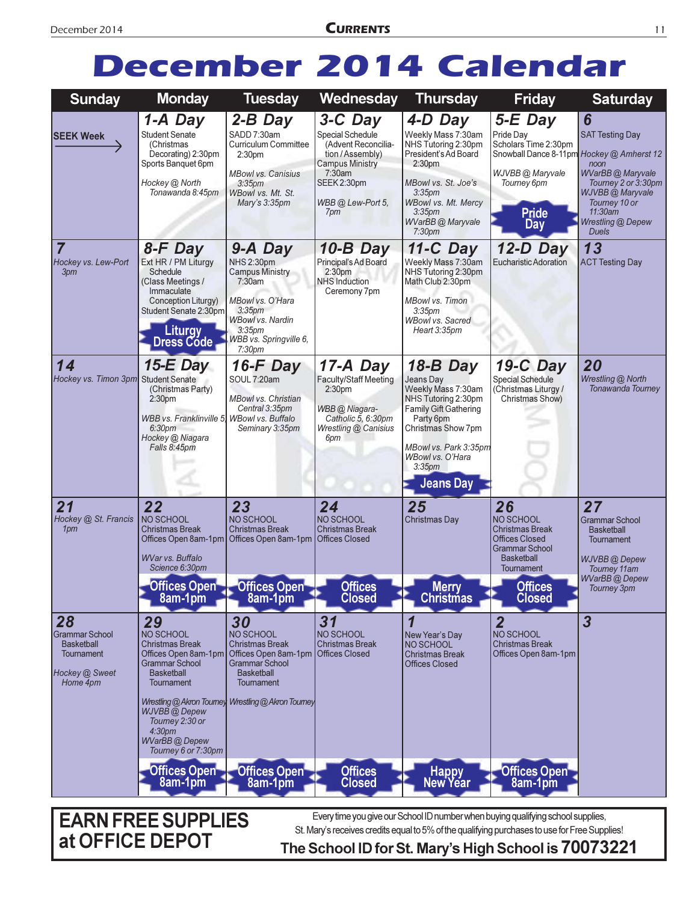# December 2014 Calendar

| Sunday | Monday | Tuesday | Wednesday | Thursday | Friday | Saturday |
|---|---|---|---|---|---|---|
| **SEEK Week** → | **1-A Day**<br>Student Senate (Christmas Decorating) 2:30pm<br>Sports Banquet 6pm<br>*Hockey @ North Tonawanda 8:45pm* | **2-B Day**<br>SADD 7:30am<br>Curriculum Committee 2:30pm<br>*MBowl vs. Canisius 3:35pm*<br>*WBowl vs. Mt. St. Mary's 3:35pm* | **3-C Day**<br>Special Schedule (Advent Reconciliation / Assembly)<br>Campus Ministry 7:30am<br>SEEK 2:30pm<br>*WBB @ Lew-Port 5, 7pm* | **4-D Day**<br>Weekly Mass 7:30am<br>NHS Tutoring 2:30pm<br>President's Ad Board 2:30pm<br>*MBowl vs. St. Joe's 3:35pm*<br>*WBowl vs. Mt. Mercy 3:35pm*<br>*WVarBB @ Maryvale 7:30pm* | **5-E Day**<br>Pride Day<br>Scholars Time 2:30pm<br>Snowball Dance 8-11pm<br>*WJVBB @ Maryvale Tourney 6pm*<br>**Pride Day** | **6**<br>SAT Testing Day<br>*Hockey @ Amherst 12 noon*<br>*WVarBB @ Maryvale Tourney 2 or 3:30pm*<br>*WJVBB @ Maryvale Tourney 10 or 11:30am*<br>*Wrestling @ Depew Duels* |
| **7**<br>*Hockey vs. Lew-Port 3pm* | **8-F Day**<br>Ext HR / PM Liturgy Schedule (Class Meetings / Immaculate Conception Liturgy)<br>Student Senate 2:30pm<br>**Liturgy Dress Code** | **9-A Day**<br>NHS 2:30pm<br>Campus Ministry 7:30am<br>*MBowl vs. O'Hara 3:35pm*<br>*WBowl vs. Nardin 3:35pm*<br>*WBB vs. Springville 6, 7:30pm* | **10-B Day**<br>Principal's Ad Board 2:30pm<br>NHS Induction Ceremony 7pm | **11-C Day**<br>Weekly Mass 7:30am<br>NHS Tutoring 2:30pm<br>Math Club 2:30pm<br>*MBowl vs. Timon 3:35pm*<br>*WBowl vs. Sacred Heart 3:35pm* | **12-D Day**<br>Eucharistic Adoration | **13**<br>ACT Testing Day |
| **14**<br>*Hockey vs. Timon 3pm* | **15-E Day**<br>Student Senate (Christmas Party) 2:30pm<br>*WBB vs. Franklinville 5, 6:30pm*<br>*Hockey @ Niagara Falls 8:45pm* | **16-F Day**<br>SOUL 7:20am<br>*MBowl vs. Christian Central 3:35pm*<br>*WBowl vs. Buffalo Seminary 3:35pm* | **17-A Day**<br>Faculty/Staff Meeting 2:30pm<br>*WBB @ Niagara-Catholic 5, 6:30pm*<br>*Wrestling @ Canisius 6pm* | **18-B Day**<br>Jeans Day<br>Weekly Mass 7:30am<br>NHS Tutoring 2:30pm<br>Family Gift Gathering Party 6pm<br>Christmas Show 7pm<br>*MBowl vs. Park 3:35pm*<br>*WBowl vs. O'Hara 3:35pm*<br>**Jeans Day** | **19-C Day**<br>Special Schedule (Christmas Liturgy / Christmas Show) | **20**<br>*Wrestling @ North Tonawanda Tourney* |
| **21**<br>*Hockey @ St. Francis 1pm* | **22**<br>NO SCHOOL<br>Christmas Break<br>Offices Open 8am-1pm<br>*WVar vs. Buffalo Science 6:30pm*<br>**Offices Open 8am-1pm** | **23**<br>NO SCHOOL<br>Christmas Break<br>Offices Open 8am-1pm<br>**Offices Open 8am-1pm** | **24**<br>NO SCHOOL<br>Christmas Break<br>Offices Closed<br>**Offices Closed** | **25**<br>Christmas Day<br>**Merry Christmas** | **26**<br>NO SCHOOL<br>Christmas Break<br>Offices Closed<br>Grammar School Basketball Tournament<br>**Offices Closed** | **27**<br>Grammar School Basketball Tournament<br>*WJVBB @ Depew Tourney 11am*<br>*WVarBB @ Depew Tourney 3pm* |
| **28**<br>Grammar School Basketball Tournament<br>*Hockey @ Sweet Home 4pm* | **29**<br>NO SCHOOL<br>Christmas Break<br>Offices Open 8am-1pm<br>Grammar School Basketball Tournament<br>*Wrestling @ Akron Tourney*<br>*WJVBB @ Depew Tourney 2:30 or 4:30pm*<br>*WVarBB @ Depew Tourney 6 or 7:30pm*<br>**Offices Open 8am-1pm** | **30**<br>NO SCHOOL<br>Christmas Break<br>Offices Open 8am-1pm<br>Grammar School Basketball Tournament<br>*Wrestling @ Akron Tourney*<br>**Offices Open 8am-1pm** | **31**<br>NO SCHOOL<br>Christmas Break<br>Offices Closed<br>**Offices Closed** | **1**<br>New Year's Day<br>NO SCHOOL<br>Christmas Break<br>Offices Closed<br>**Happy New Year** | **2**<br>NO SCHOOL<br>Christmas Break<br>Offices Open 8am-1pm<br>**Offices Open 8am-1pm** | **3** |

## EARN FREE SUPPLIES at OFFICE DEPOT

Every time you give our School ID number when buying qualifying school supplies, St. Mary's receives credits equal to 5% of the qualifying purchases to use for Free Supplies!

**The School ID for St. Mary's High School is 70073221**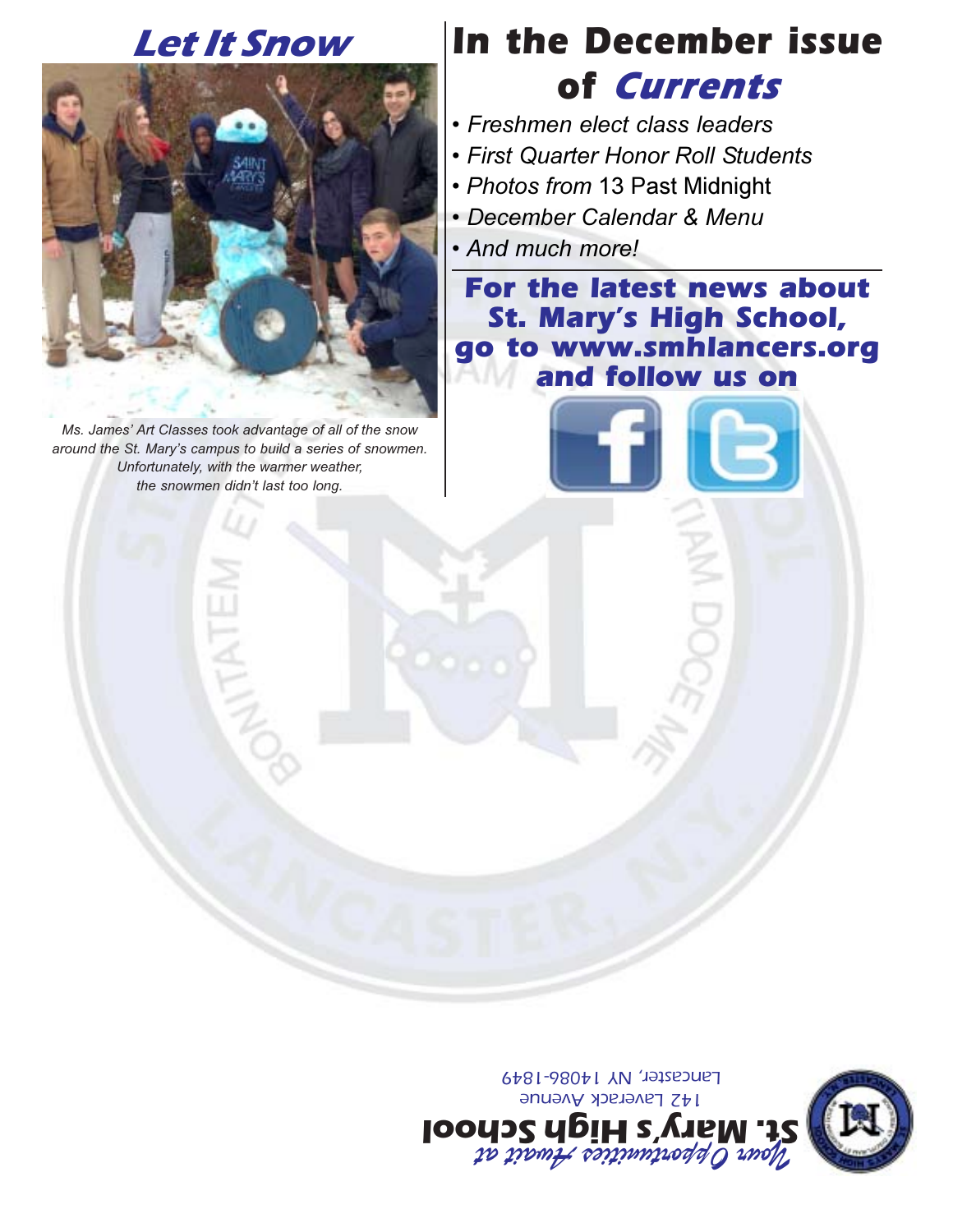## *Let It Snow*

*Ms. James' Art Classes took advantage of all of the snow around the St. Mary's campus to build a series of snowmen. Unfortunately, with the warmer weather, the snowmen didn't last too long.*

## In the December issue of *Currents*

- *Freshmen elect class leaders*
- *First Quarter Honor Roll Students*
- *Photos from* 13 Past Midnight
- *December Calendar & Menu*
- *And much more!*

**For the latest news about St. Mary's High School, go to www.smhlancers.org and follow us on**

*Your Opportunities Await at*

**St. Mary's High School**

142 Laverack Avenue

Lancaster, NY 14086-1849